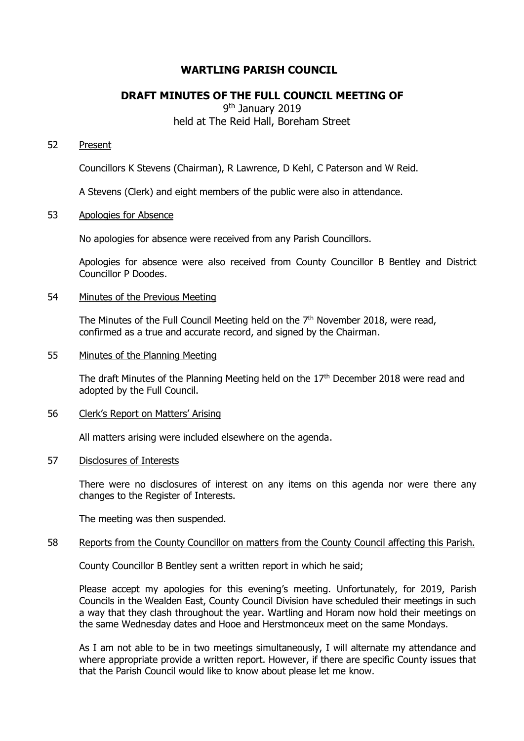# WARTLING PARISH COUNCIL

## DRAFT MINUTES OF THE FULL COUNCIL MEETING OF

9th January 2019
held at The Reid Hall, Boreham Street

52 Present

Councillors K Stevens (Chairman), R Lawrence, D Kehl, C Paterson and W Reid.

A Stevens (Clerk) and eight members of the public were also in attendance.

53 Apologies for Absence

No apologies for absence were received from any Parish Councillors.

Apologies for absence were also received from County Councillor B Bentley and District Councillor P Doodes.

54 Minutes of the Previous Meeting

The Minutes of the Full Council Meeting held on the 7th November 2018, were read, confirmed as a true and accurate record, and signed by the Chairman.

55 Minutes of the Planning Meeting

The draft Minutes of the Planning Meeting held on the 17th December 2018 were read and adopted by the Full Council.

56 Clerk's Report on Matters' Arising

All matters arising were included elsewhere on the agenda.

57 Disclosures of Interests

There were no disclosures of interest on any items on this agenda nor were there any changes to the Register of Interests.

The meeting was then suspended.

58 Reports from the County Councillor on matters from the County Council affecting this Parish.

County Councillor B Bentley sent a written report in which he said;

Please accept my apologies for this evening's meeting. Unfortunately, for 2019, Parish Councils in the Wealden East, County Council Division have scheduled their meetings in such a way that they clash throughout the year. Wartling and Horam now hold their meetings on the same Wednesday dates and Hooe and Herstmonceux meet on the same Mondays.

As I am not able to be in two meetings simultaneously, I will alternate my attendance and where appropriate provide a written report. However, if there are specific County issues that that the Parish Council would like to know about please let me know.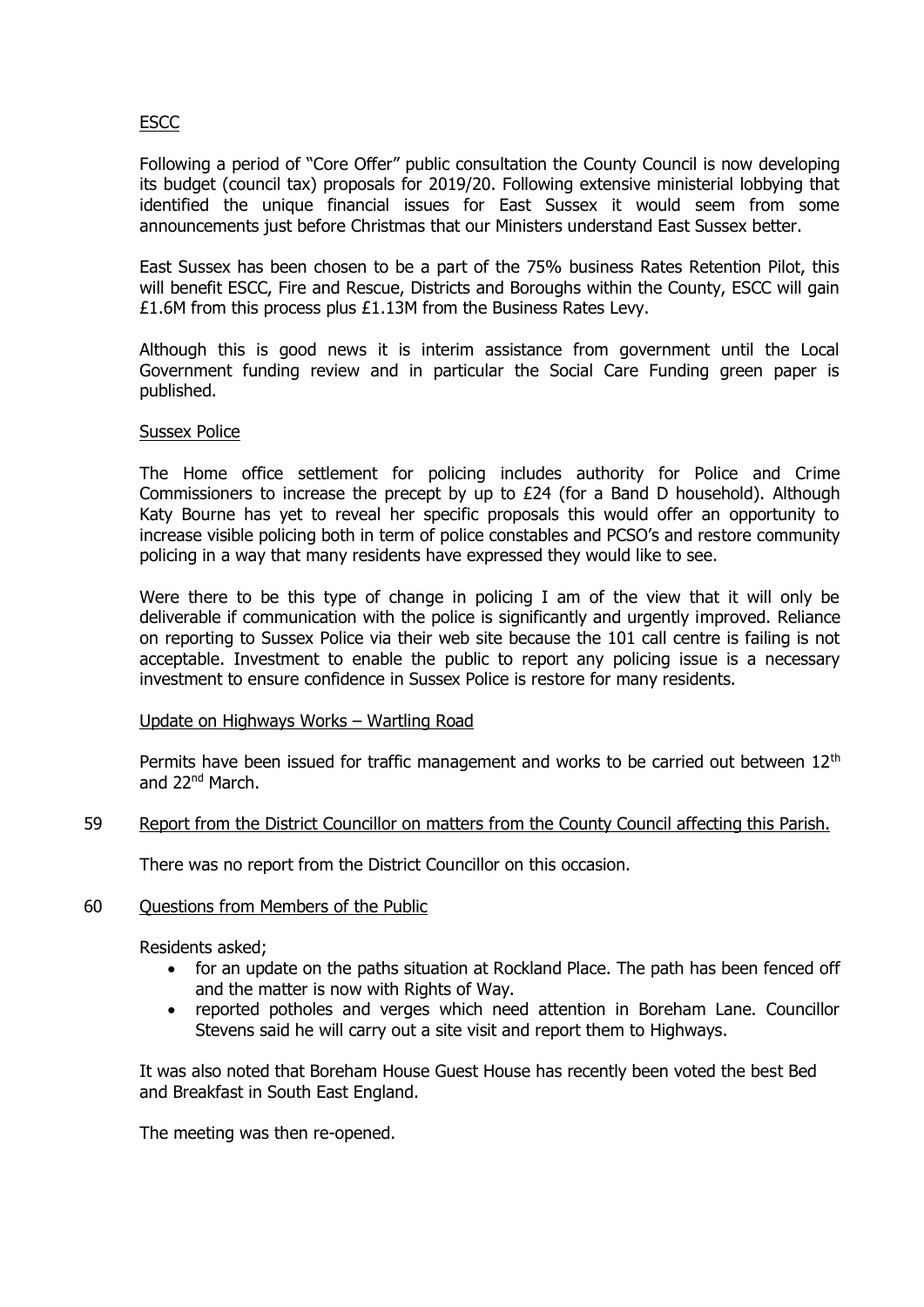ESCC

Following a period of "Core Offer" public consultation the County Council is now developing its budget (council tax) proposals for 2019/20. Following extensive ministerial lobbying that identified the unique financial issues for East Sussex it would seem from some announcements just before Christmas that our Ministers understand East Sussex better.

East Sussex has been chosen to be a part of the 75% business Rates Retention Pilot, this will benefit ESCC, Fire and Rescue, Districts and Boroughs within the County, ESCC will gain £1.6M from this process plus £1.13M from the Business Rates Levy.

Although this is good news it is interim assistance from government until the Local Government funding review and in particular the Social Care Funding green paper is published.

Sussex Police

The Home office settlement for policing includes authority for Police and Crime Commissioners to increase the precept by up to £24 (for a Band D household). Although Katy Bourne has yet to reveal her specific proposals this would offer an opportunity to increase visible policing both in term of police constables and PCSO's and restore community policing in a way that many residents have expressed they would like to see.

Were there to be this type of change in policing I am of the view that it will only be deliverable if communication with the police is significantly and urgently improved. Reliance on reporting to Sussex Police via their web site because the 101 call centre is failing is not acceptable. Investment to enable the public to report any policing issue is a necessary investment to ensure confidence in Sussex Police is restore for many residents.

Update on Highways Works – Wartling Road

Permits have been issued for traffic management and works to be carried out between 12th and 22nd March.

59 Report from the District Councillor on matters from the County Council affecting this Parish.

There was no report from the District Councillor on this occasion.

60 Questions from Members of the Public

Residents asked;

- for an update on the paths situation at Rockland Place. The path has been fenced off and the matter is now with Rights of Way.
- reported potholes and verges which need attention in Boreham Lane. Councillor Stevens said he will carry out a site visit and report them to Highways.

It was also noted that Boreham House Guest House has recently been voted the best Bed and Breakfast in South East England.

The meeting was then re-opened.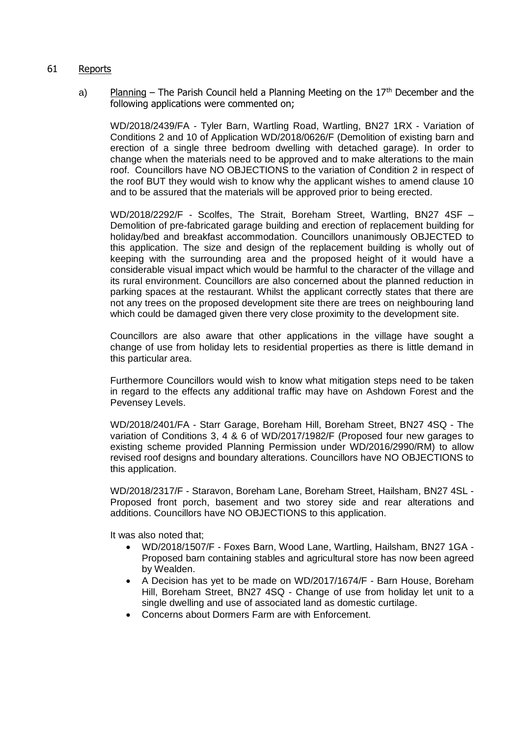## 61 Reports

a) Planning – The Parish Council held a Planning Meeting on the 17th December and the following applications were commented on;

WD/2018/2439/FA - Tyler Barn, Wartling Road, Wartling, BN27 1RX - Variation of Conditions 2 and 10 of Application WD/2018/0626/F (Demolition of existing barn and erection of a single three bedroom dwelling with detached garage). In order to change when the materials need to be approved and to make alterations to the main roof. Councillors have NO OBJECTIONS to the variation of Condition 2 in respect of the roof BUT they would wish to know why the applicant wishes to amend clause 10 and to be assured that the materials will be approved prior to being erected.

WD/2018/2292/F - Scolfes, The Strait, Boreham Street, Wartling, BN27 4SF – Demolition of pre-fabricated garage building and erection of replacement building for holiday/bed and breakfast accommodation. Councillors unanimously OBJECTED to this application. The size and design of the replacement building is wholly out of keeping with the surrounding area and the proposed height of it would have a considerable visual impact which would be harmful to the character of the village and its rural environment. Councillors are also concerned about the planned reduction in parking spaces at the restaurant. Whilst the applicant correctly states that there are not any trees on the proposed development site there are trees on neighbouring land which could be damaged given there very close proximity to the development site.

Councillors are also aware that other applications in the village have sought a change of use from holiday lets to residential properties as there is little demand in this particular area.

Furthermore Councillors would wish to know what mitigation steps need to be taken in regard to the effects any additional traffic may have on Ashdown Forest and the Pevensey Levels.

WD/2018/2401/FA - Starr Garage, Boreham Hill, Boreham Street, BN27 4SQ - The variation of Conditions 3, 4 & 6 of WD/2017/1982/F (Proposed four new garages to existing scheme provided Planning Permission under WD/2016/2990/RM) to allow revised roof designs and boundary alterations. Councillors have NO OBJECTIONS to this application.

WD/2018/2317/F - Staravon, Boreham Lane, Boreham Street, Hailsham, BN27 4SL - Proposed front porch, basement and two storey side and rear alterations and additions. Councillors have NO OBJECTIONS to this application.

It was also noted that;

- WD/2018/1507/F - Foxes Barn, Wood Lane, Wartling, Hailsham, BN27 1GA - Proposed barn containing stables and agricultural store has now been agreed by Wealden.
- A Decision has yet to be made on WD/2017/1674/F - Barn House, Boreham Hill, Boreham Street, BN27 4SQ - Change of use from holiday let unit to a single dwelling and use of associated land as domestic curtilage.
- Concerns about Dormers Farm are with Enforcement.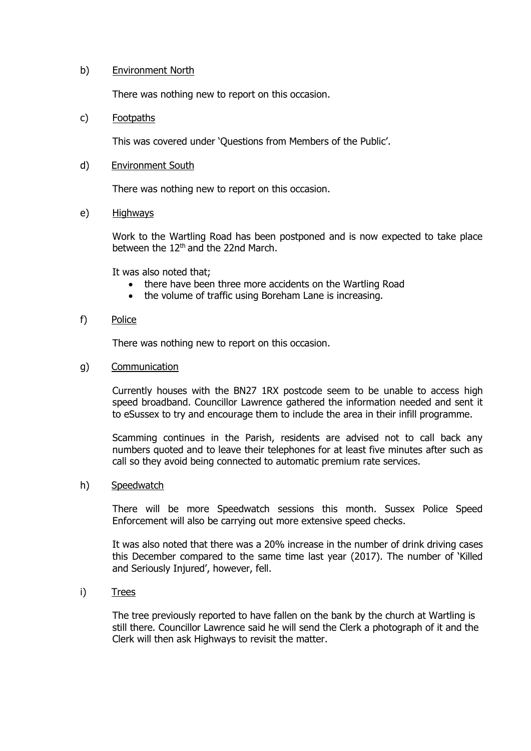b) Environment North

There was nothing new to report on this occasion.

c) Footpaths

This was covered under 'Questions from Members of the Public'.

d) Environment South

There was nothing new to report on this occasion.

e) Highways

Work to the Wartling Road has been postponed and is now expected to take place between the 12th and the 22nd March.

It was also noted that;

- there have been three more accidents on the Wartling Road
- the volume of traffic using Boreham Lane is increasing.

f) Police

There was nothing new to report on this occasion.

g) Communication

Currently houses with the BN27 1RX postcode seem to be unable to access high speed broadband. Councillor Lawrence gathered the information needed and sent it to eSussex to try and encourage them to include the area in their infill programme.

Scamming continues in the Parish, residents are advised not to call back any numbers quoted and to leave their telephones for at least five minutes after such as call so they avoid being connected to automatic premium rate services.

h) Speedwatch

There will be more Speedwatch sessions this month. Sussex Police Speed Enforcement will also be carrying out more extensive speed checks.

It was also noted that there was a 20% increase in the number of drink driving cases this December compared to the same time last year (2017). The number of 'Killed and Seriously Injured', however, fell.

i) Trees

The tree previously reported to have fallen on the bank by the church at Wartling is still there. Councillor Lawrence said he will send the Clerk a photograph of it and the Clerk will then ask Highways to revisit the matter.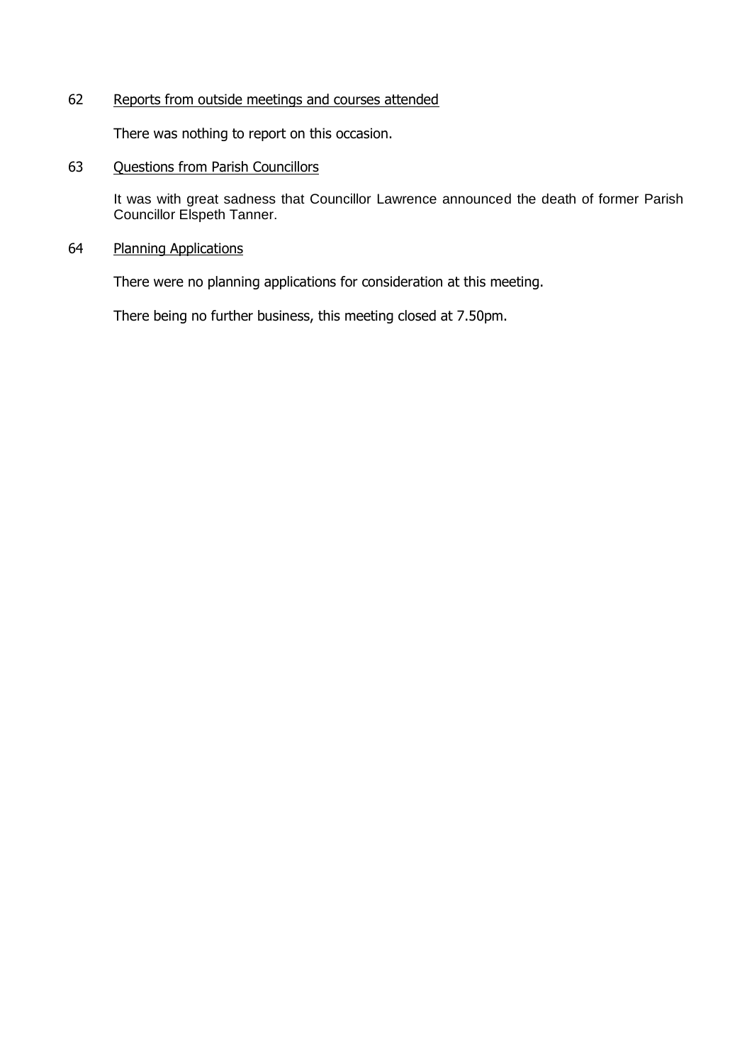62 Reports from outside meetings and courses attended

There was nothing to report on this occasion.

63 Questions from Parish Councillors

It was with great sadness that Councillor Lawrence announced the death of former Parish Councillor Elspeth Tanner.

64 Planning Applications

There were no planning applications for consideration at this meeting.

There being no further business, this meeting closed at 7.50pm.